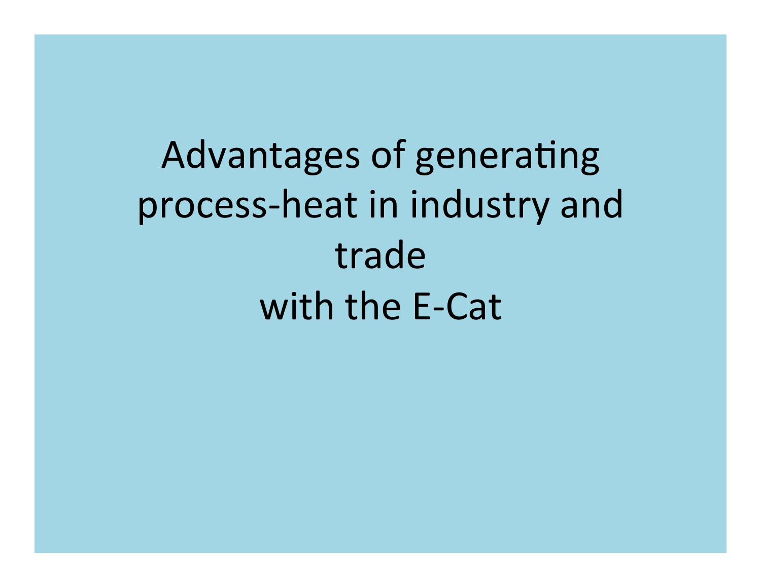# Advantages of generating process-heat in industry and trade with the E-Cat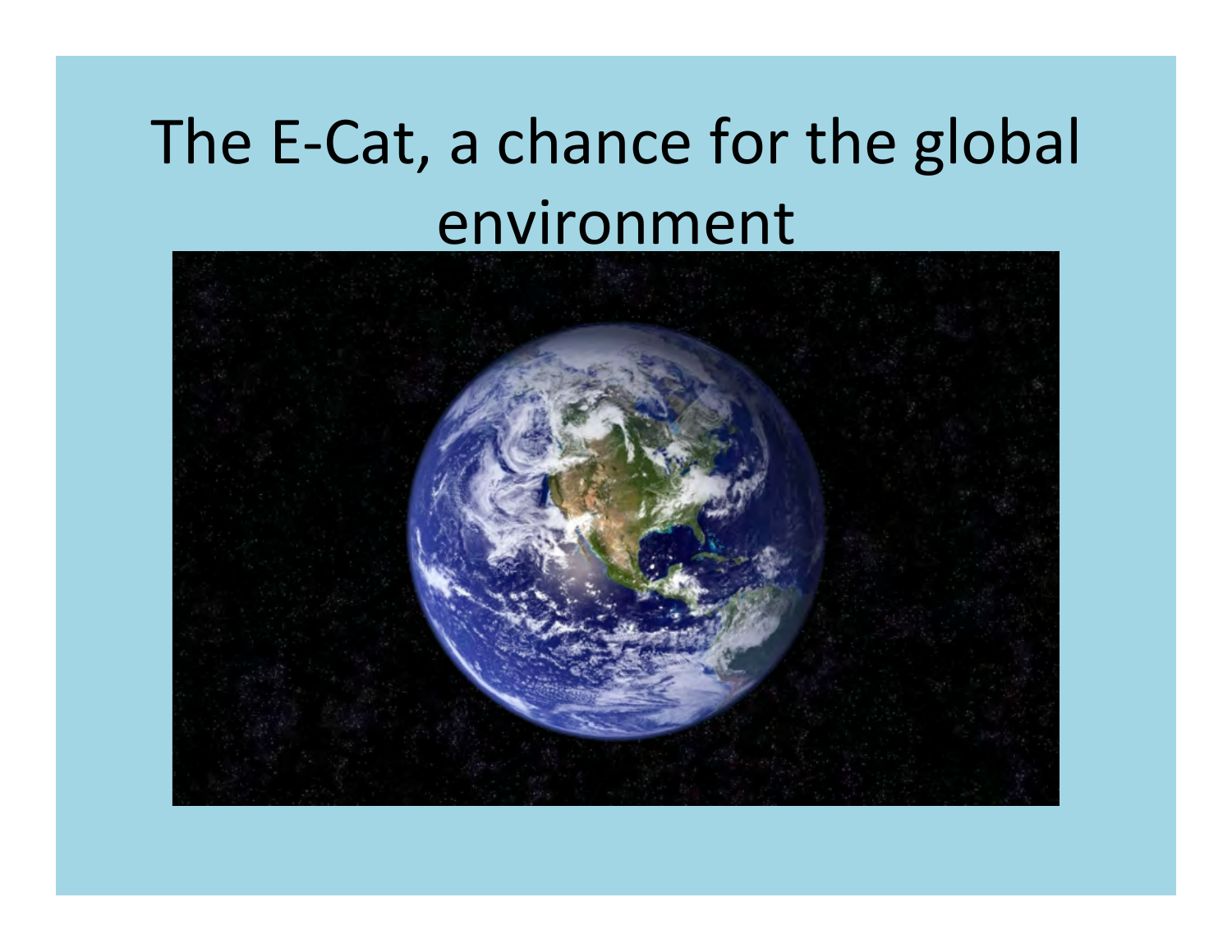# The E-Cat, a chance for the global environment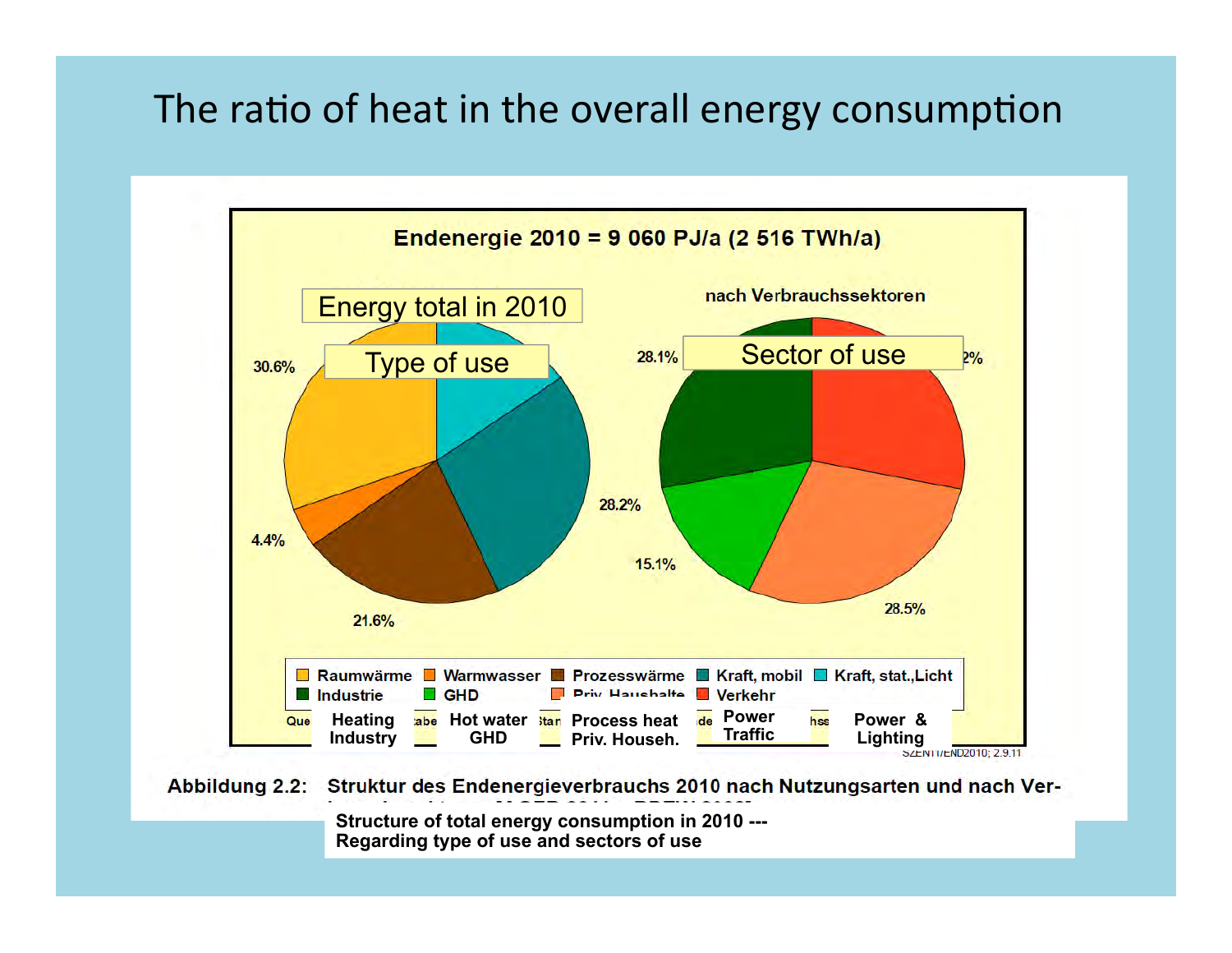# The ratio of heat in the overall energy consumption

Endenergie 2010 = 9 060 PJ/a (2 516 TWh/a)

Energy total in 2010

Type of use

nach Verbrauchssektoren

Sector of use

30.6%

28.2%

4.4%

21.6%

28.1%

15.1%

28.5%

| Raumwärme | Warmwasser | Prozesswärme | Kraft, mobil | Kraft, stat.,Licht |
|---|---|---|---|---|
| Industrie | GHD | Priv. Haushalte | Verkehr | |
| Heating / Industry | Hot water / GHD | Process heat / Priv. Househ. | Power / Traffic | Power & Lighting |

SZENT/END2010; 2.9.11

Abbildung 2.2: Struktur des Endenergieverbrauchs 2010 nach Nutzungsarten und nach Ver-

Structure of total energy consumption in 2010 ---
Regarding type of use and sectors of use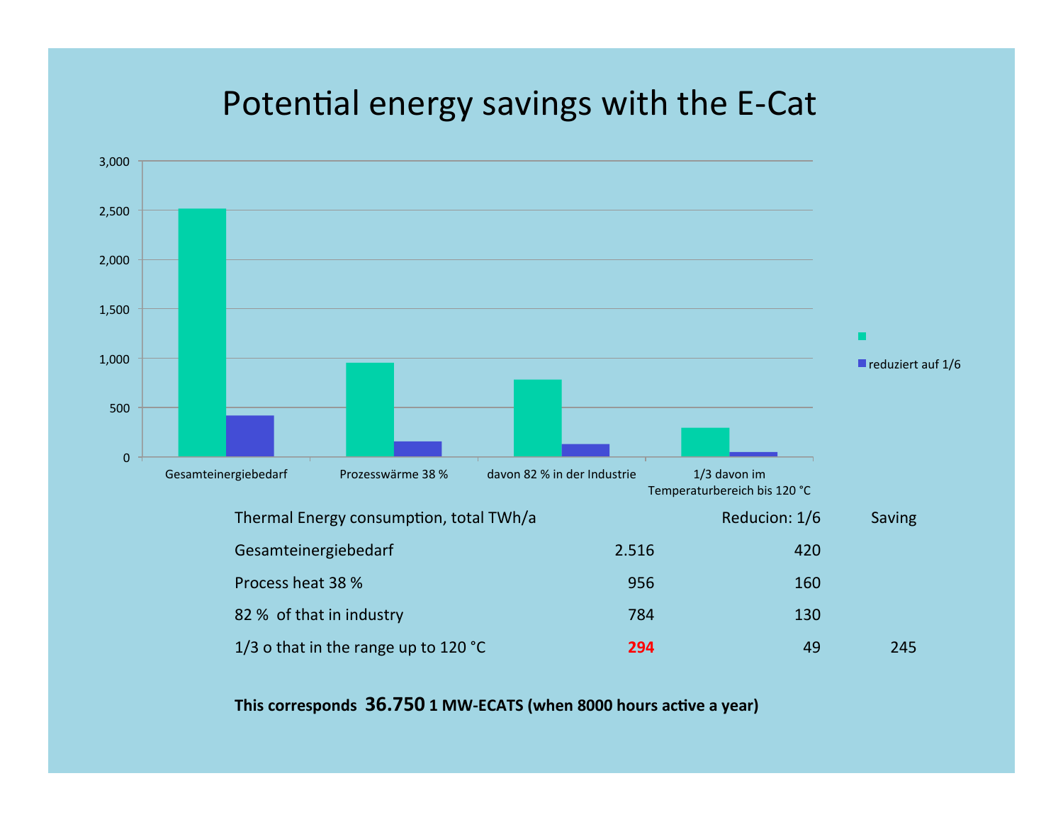# Potential energy savings with the E-Cat

| Thermal Energy consumption, total TWh/a | | Reducion: 1/6 | Saving |
|---|---|---|---|
| Gesamteinergiebedarf | 2.516 | 420 | |
| Process heat 38 % | 956 | 160 | |
| 82 % of that in industry | 784 | 130 | |
| 1/3 o that in the range up to 120 °C | 294 | 49 | 245 |

**This corresponds 36.750 1 MW-ECATS (when 8000 hours active a year)**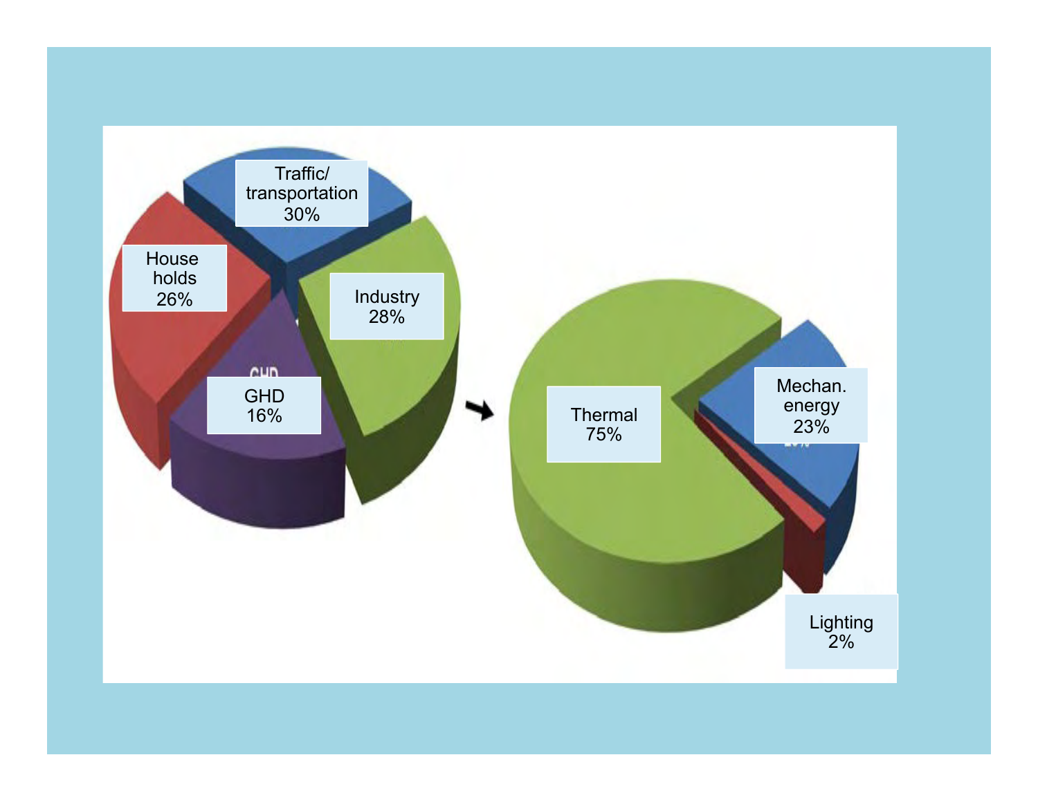Traffic/
transportation
30%

House
holds
26%

Industry
28%

GHD
16%

Thermal
75%

Mechan.
energy
23%

Lighting
2%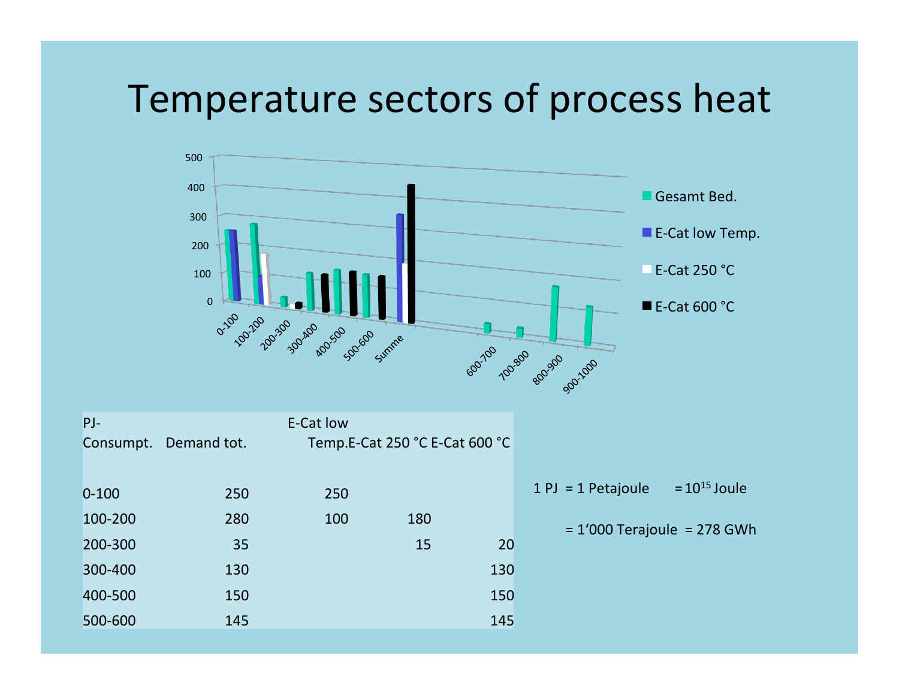# Temperature sectors of process heat

| PJ-Consumpt. | Demand tot. | E-Cat low Temp. | E-Cat 250 °C | E-Cat 600 °C |
|---|---|---|---|---|
| 0-100 | 250 | 250 | | |
| 100-200 | 280 | 100 | 180 | |
| 200-300 | 35 | | 15 | 20 |
| 300-400 | 130 | | | 130 |
| 400-500 | 150 | | | 150 |
| 500-600 | 145 | | | 145 |

1 PJ = 1 Petajoule = $10^{15}$ Joule

= 1'000 Terajoule = 278 GWh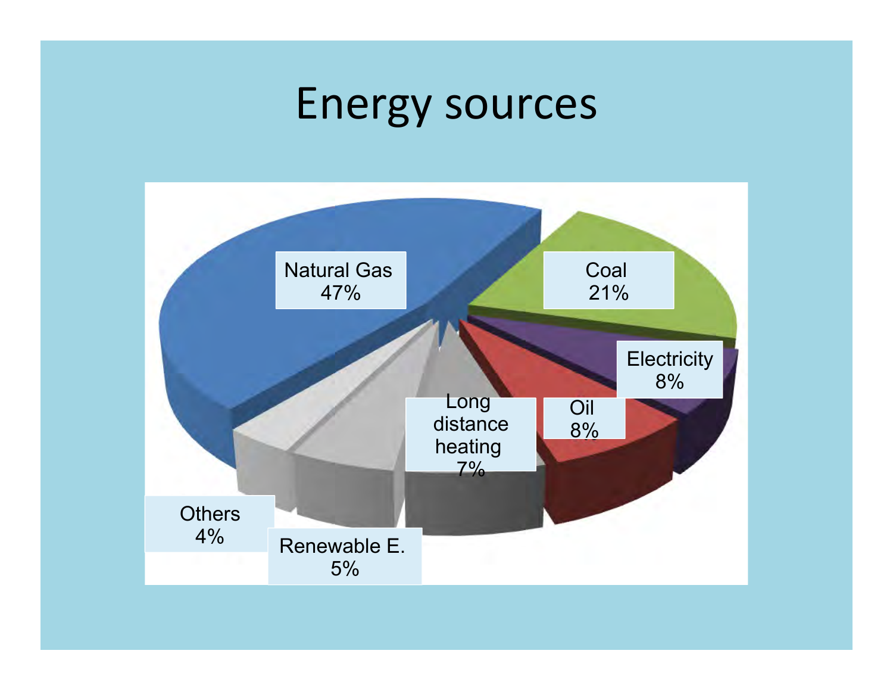# Energy sources

| Energy source | Share |
| --- | --- |
| Natural Gas | 47% |
| Coal | 21% |
| Electricity | 8% |
| Oil | 8% |
| Long distance heating | 7% |
| Renewable E. | 5% |
| Others | 4% |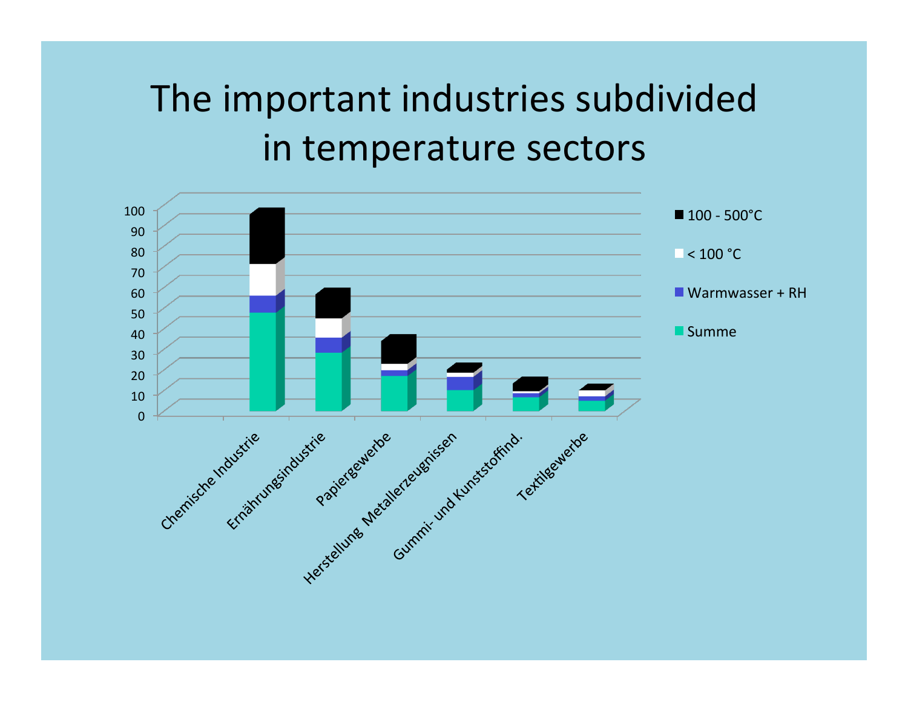# The important industries subdivided in temperature sectors

Legend: 100 - 500°C; < 100 °C; Warmwasser + RH; Summe

Y-axis: 0, 10, 20, 30, 40, 50, 60, 70, 80, 90, 100

Categories: Chemische Industrie; Ernährungsindustrie; Papiergewerbe; Herstellung Metallerzeugnissen; Gummi- und Kunststoffind.; Textilgewerbe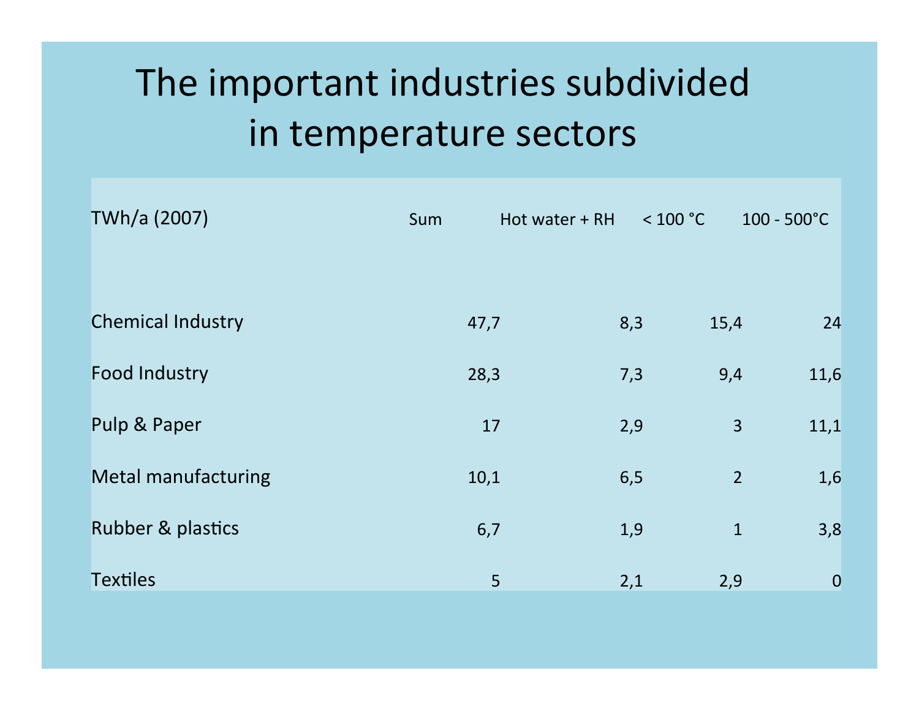# The important industries subdivided in temperature sectors

| TWh/a (2007) | Sum | Hot water + RH | < 100 °C | 100 - 500°C |
|---|---|---|---|---|
| Chemical Industry | 47,7 | 8,3 | 15,4 | 24 |
| Food Industry | 28,3 | 7,3 | 9,4 | 11,6 |
| Pulp & Paper | 17 | 2,9 | 3 | 11,1 |
| Metal manufacturing | 10,1 | 6,5 | 2 | 1,6 |
| Rubber & plastics | 6,7 | 1,9 | 1 | 3,8 |
| Textiles | 5 | 2,1 | 2,9 | 0 |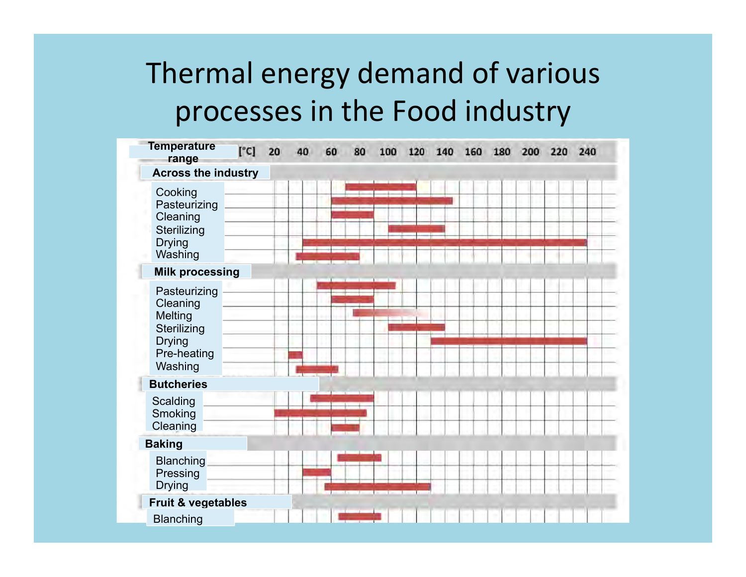# Thermal energy demand of various processes in the Food industry

| Temperature range [°C] | Range |
| --- | --- |
| **Across the industry** | |
| Cooking | 70–120 |
| Pasteurizing | 60–145 |
| Cleaning | 60–90 |
| Sterilizing | 100–140 |
| Drying | 40–240 |
| Washing | 35–80 |
| **Milk processing** | |
| Pasteurizing | 50–105 |
| Cleaning | 60–90 |
| Melting | 75–125 |
| Sterilizing | 100–140 |
| Drying | 130–240 |
| Pre-heating | 30–40 |
| Washing | 35–65 |
| **Butcheries** | |
| Scalding | 45–90 |
| Smoking | 20–85 |
| Cleaning | 60–80 |
| **Baking** | |
| Blanching | 65–95 |
| Pressing | 40–60 |
| Drying | 55–130 |
| **Fruit & vegetables** | |
| Blanching | 65–95 |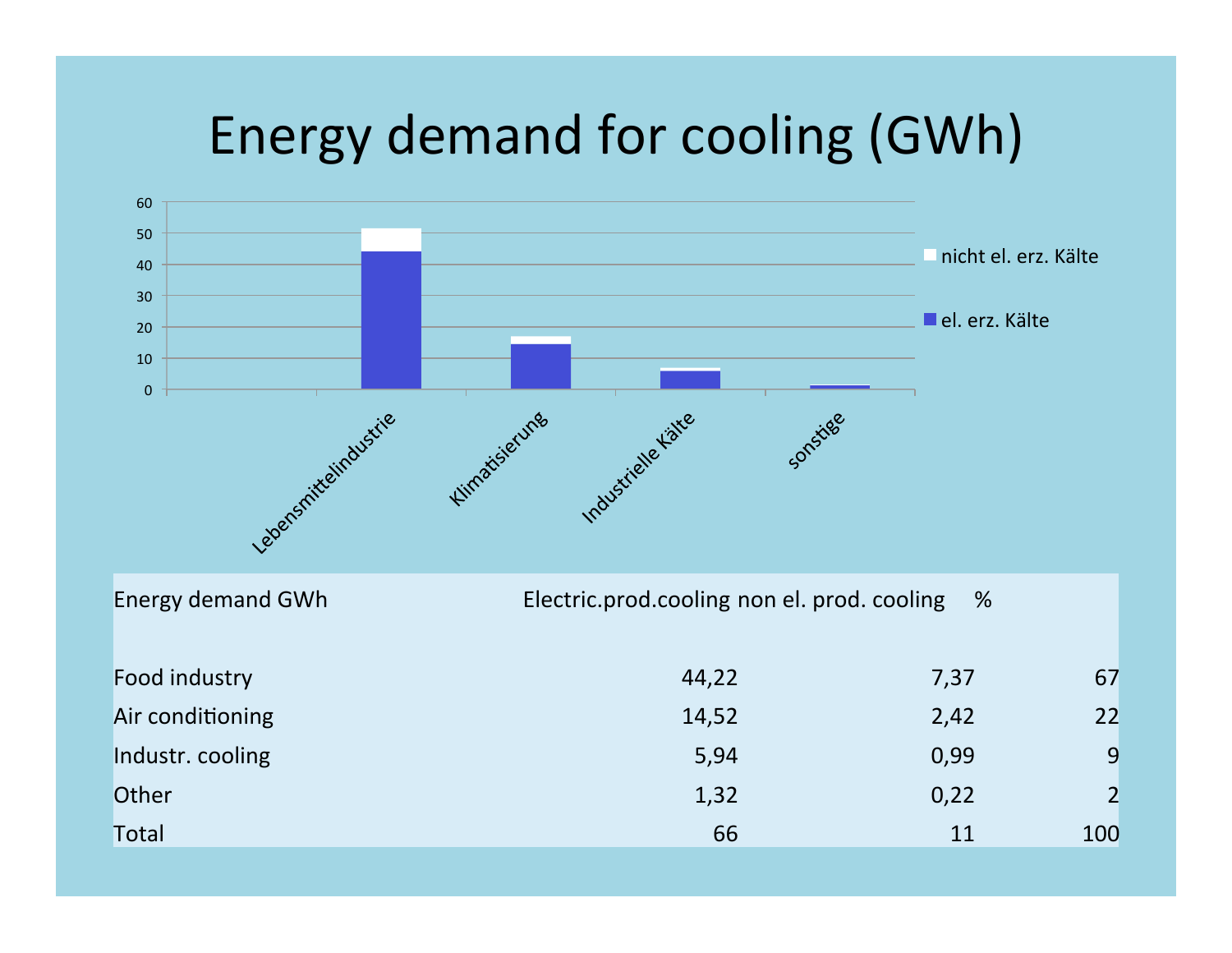# Energy demand for cooling (GWh)

| Energy demand GWh | Electric.prod.cooling | non el. prod. cooling | % |
|---|---|---|---|
| Food industry | 44,22 | 7,37 | 67 |
| Air conditioning | 14,52 | 2,42 | 22 |
| Industr. cooling | 5,94 | 0,99 | 9 |
| Other | 1,32 | 0,22 | 2 |
| Total | 66 | 11 | 100 |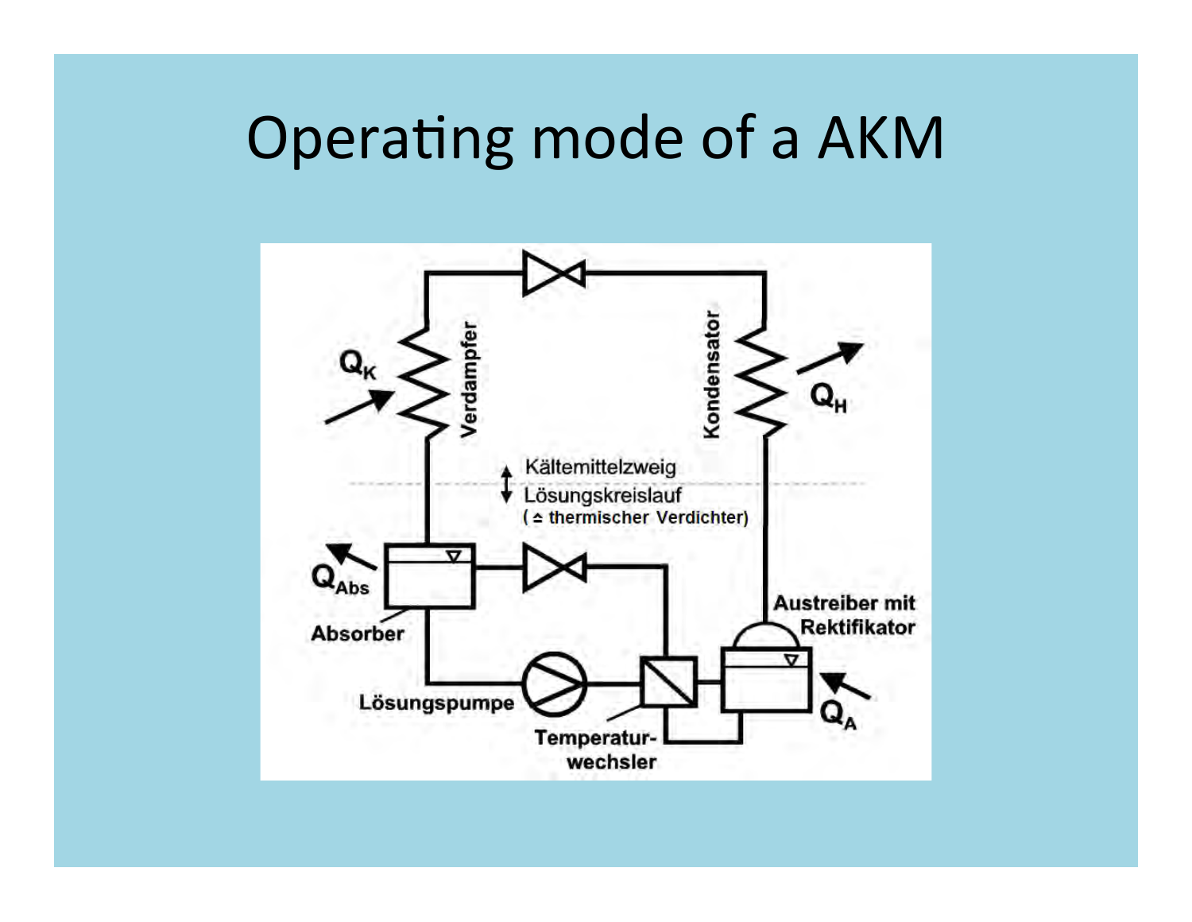# Operating mode of a AKM

$Q_K$

Verdampfer

Kondensator

$Q_H$

Kältemittelzweig

Lösungskreislauf

(≙ thermischer Verdichter)

$Q_{Abs}$

Absorber

Austreiber mit Rektifikator

$Q_A$

Lösungspumpe

Temperatur-wechsler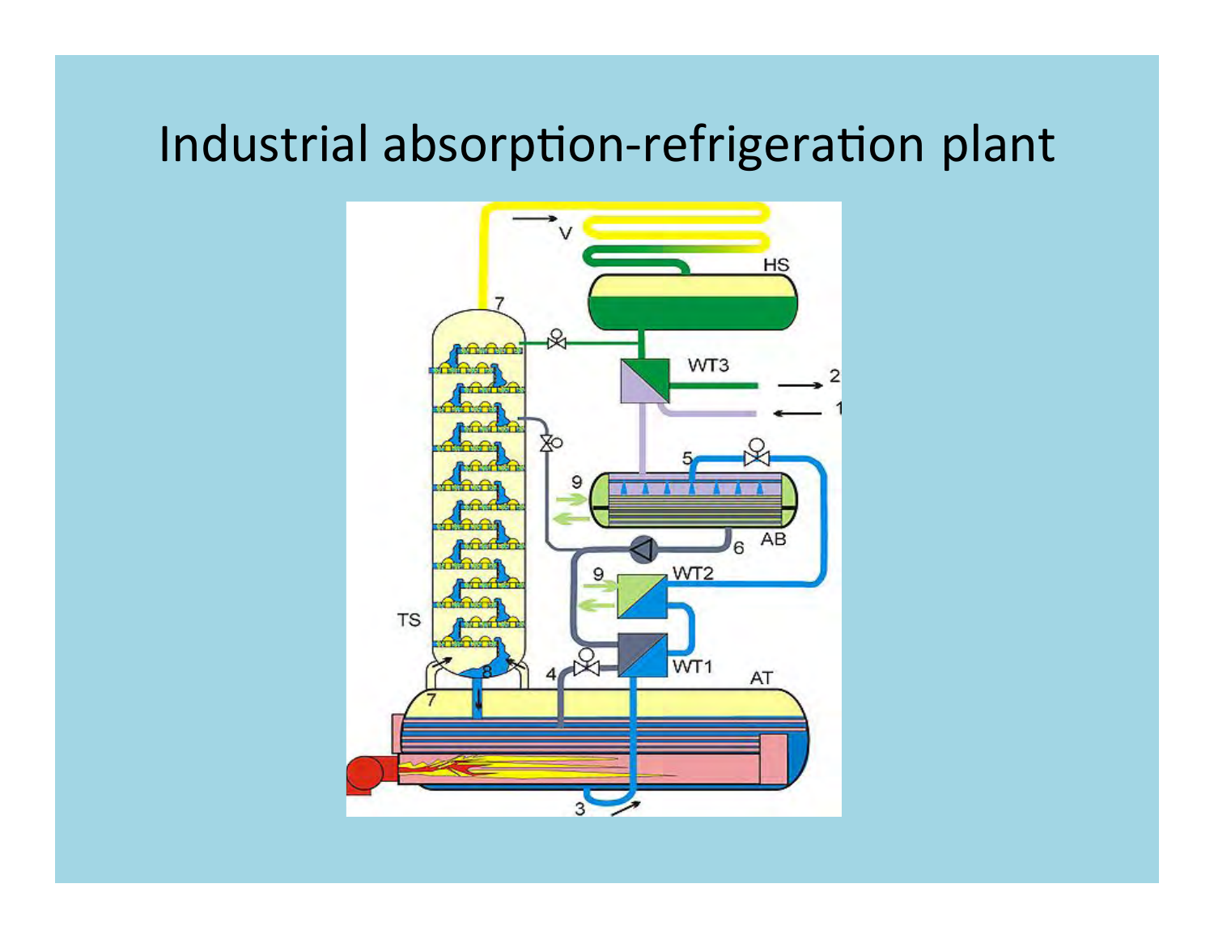# Industrial absorption-refrigeration plant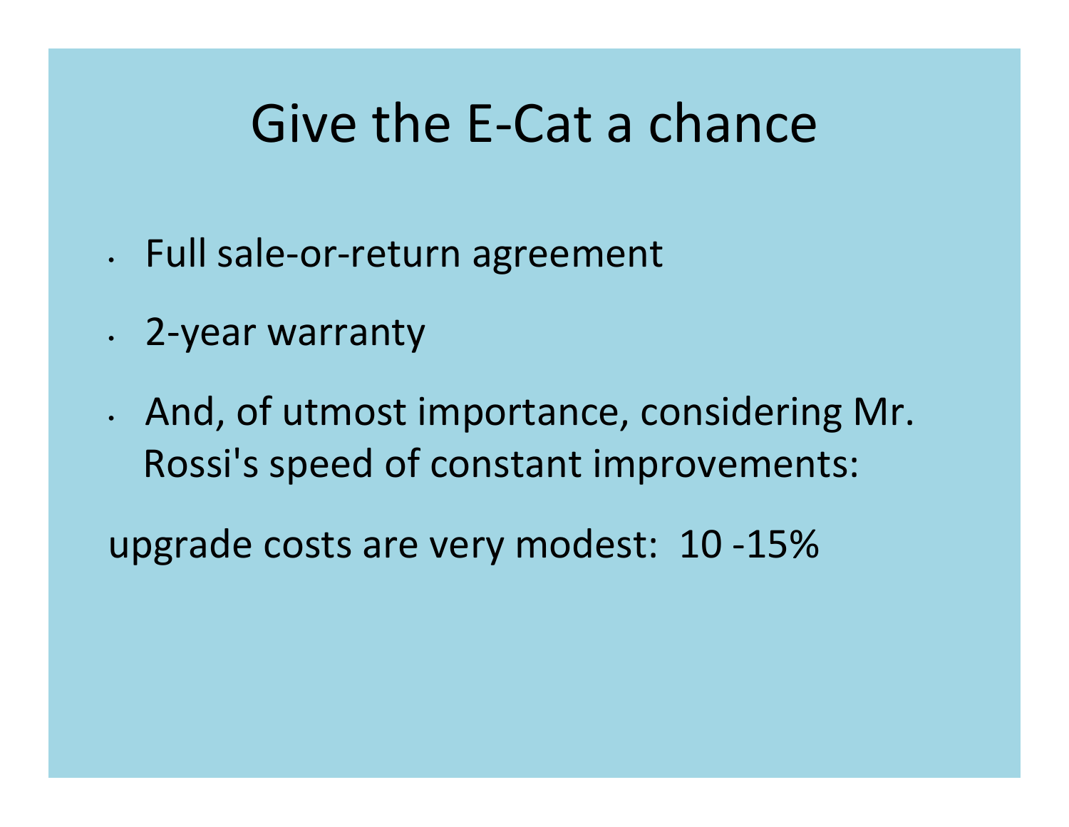# Give the E-Cat a chance

- Full sale-or-return agreement
- 2-year warranty
- And, of utmost importance, considering Mr. Rossi's speed of constant improvements:

upgrade costs are very modest: 10 -15%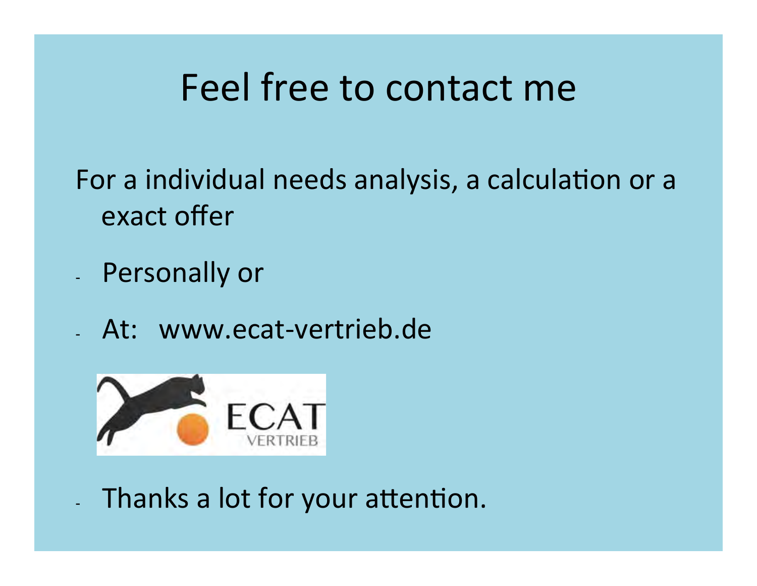# Feel free to contact me

For a individual needs analysis, a calculation or a exact offer

- Personally or
- At: www.ecat-vertrieb.de

ECAT VERTRIEB

- Thanks a lot for your attention.